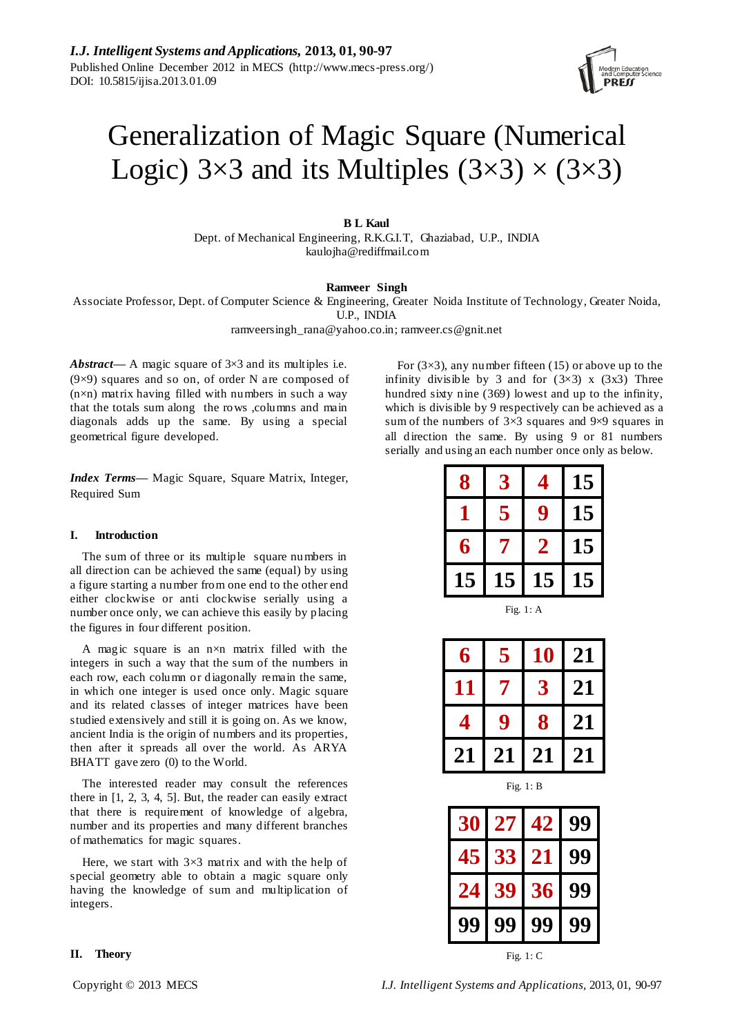# Generalization of Magic Square (Numerical Logic) 3×3 and its Multiples (3×3) × (3×3)

**B L Kaul**

Dept. of Mechanical Engineering, R.K.G.I.T, Ghaziabad, U.P., INDIA
kaulojha@rediffmail.com

**Ramveer Singh**

Associate Professor, Dept. of Computer Science & Engineering, Greater Noida Institute of Technology, Greater Noida, U.P., INDIA
ramveersingh_rana@yahoo.co.in; ramveer.cs@gnit.net

***Abstract*— A magic square of 3×3 and its multiples i.e. (9×9) squares and so on, of order N are composed of (n×n) matrix having filled with numbers in such a way that the totals sum along the rows ,columns and main diagonals adds up the same. By using a special geometrical figure developed.**

***Index Terms*— Magic Square, Square Matrix, Integer, Required Sum**

## I. Introduction

The sum of three or its multiple square numbers in all direction can be achieved the same (equal) by using a figure starting a number from one end to the other end either clockwise or anti clockwise serially using a number once only, we can achieve this easily by placing the figures in four different position.

A magic square is an n×n matrix filled with the integers in such a way that the sum of the numbers in each row, each column or diagonally remain the same, in which one integer is used once only. Magic square and its related classes of integer matrices have been studied extensively and still it is going on. As we know, ancient India is the origin of numbers and its properties, then after it spreads all over the world. As ARYA BHATT gave zero (0) to the World.

The interested reader may consult the references there in [1, 2, 3, 4, 5]. But, the reader can easily extract that there is requirement of knowledge of algebra, number and its properties and many different branches of mathematics for magic squares.

Here, we start with 3×3 matrix and with the help of special geometry able to obtain a magic square only having the knowledge of sum and multiplication of integers.

## II. Theory

For (3×3), any number fifteen (15) or above up to the infinity divisible by 3 and for (3×3) x (3x3) Three hundred sixty nine (369) lowest and up to the infinity, which is divisible by 9 respectively can be achieved as a sum of the numbers of 3×3 squares and 9×9 squares in all direction the same. By using 9 or 81 numbers serially and using an each number once only as below.

| 8 | 3 | 4 | 15 |
|---|---|---|---|
| 1 | 5 | 9 | 15 |
| 6 | 7 | 2 | 15 |
| 15 | 15 | 15 | 15 |

Fig. 1: A

| 6 | 5 | 10 | 21 |
|---|---|---|---|
| 11 | 7 | 3 | 21 |
| 4 | 9 | 8 | 21 |
| 21 | 21 | 21 | 21 |

Fig. 1: B

| 30 | 27 | 42 | 99 |
|---|---|---|---|
| 45 | 33 | 21 | 99 |
| 24 | 39 | 36 | 99 |
| 99 | 99 | 99 | 99 |

Fig. 1: C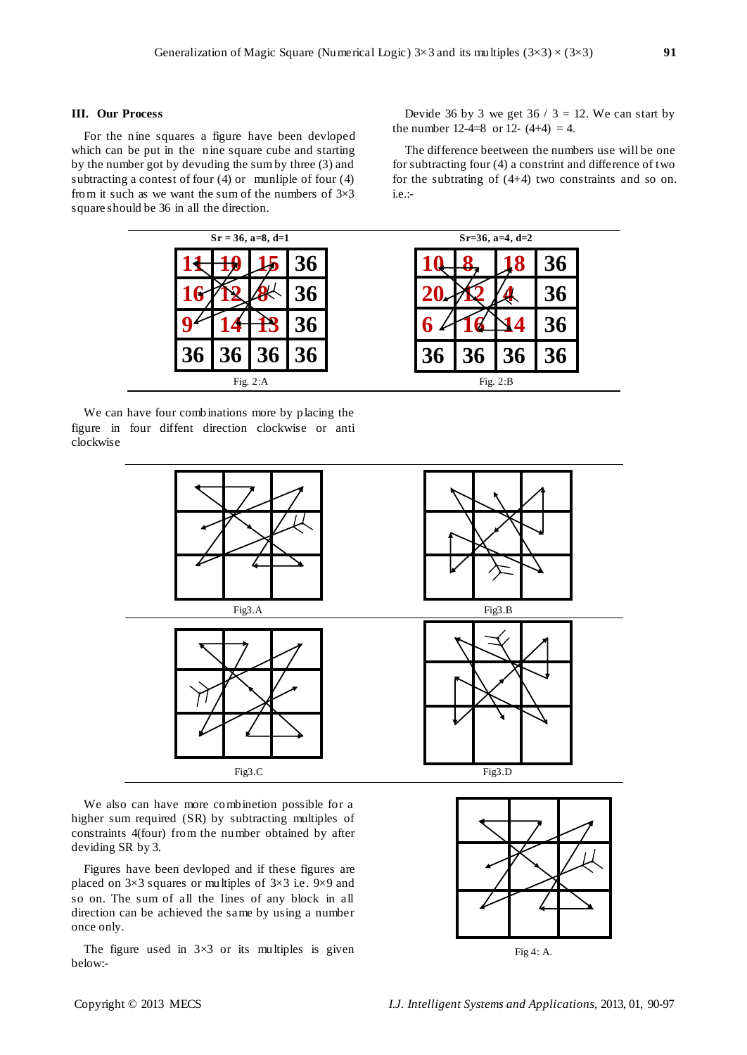## III. Our Process

For the nine squares a figure have been devloped which can be put in the nine square cube and starting by the number got by devuding the sum by three (3) and subtracting a contest of four (4) or munliple of four (4) from it such as we want the sum of the numbers of 3×3 square should be 36 in all the direction.

Devide 36 by 3 we get 36 / 3 = 12. We can start by the number 12-4=8 or 12- (4+4) = 4.

The difference beetween the numbers use will be one for subtracting four (4) a constrint and difference of two for the subtrating of (4+4) two constraints and so on. i.e.:-

**Sr = 36, a=8, d=1**

| 11 | 10 | 15 | 36 |
|---|---|---|---|
| 16 | 12 | 8 | 36 |
| 9 | 14 | 13 | 36 |
| 36 | 36 | 36 | 36 |

Fig. 2:A

**Sr=36, a=4, d=2**

| 10 | 8 | 18 | 36 |
|---|---|---|---|
| 20 | 12 | 4 | 36 |
| 6 | 16 | 14 | 36 |
| 36 | 36 | 36 | 36 |

Fig. 2:B

We can have four combinations more by placing the figure in four diffent direction clockwise or anti clockwise

Fig3.A

Fig3.B

Fig3.C

Fig3.D

We also can have more combinetion possible for a higher sum required (SR) by subtracting multiples of constraints 4(four) from the number obtained by after deviding SR by 3.

Figures have been devloped and if these figures are placed on 3×3 squares or multiples of 3×3 i.e. 9×9 and so on. The sum of all the lines of any block in all direction can be achieved the same by using a number once only.

The figure used in 3×3 or its multiples is given below:-

Fig 4: A.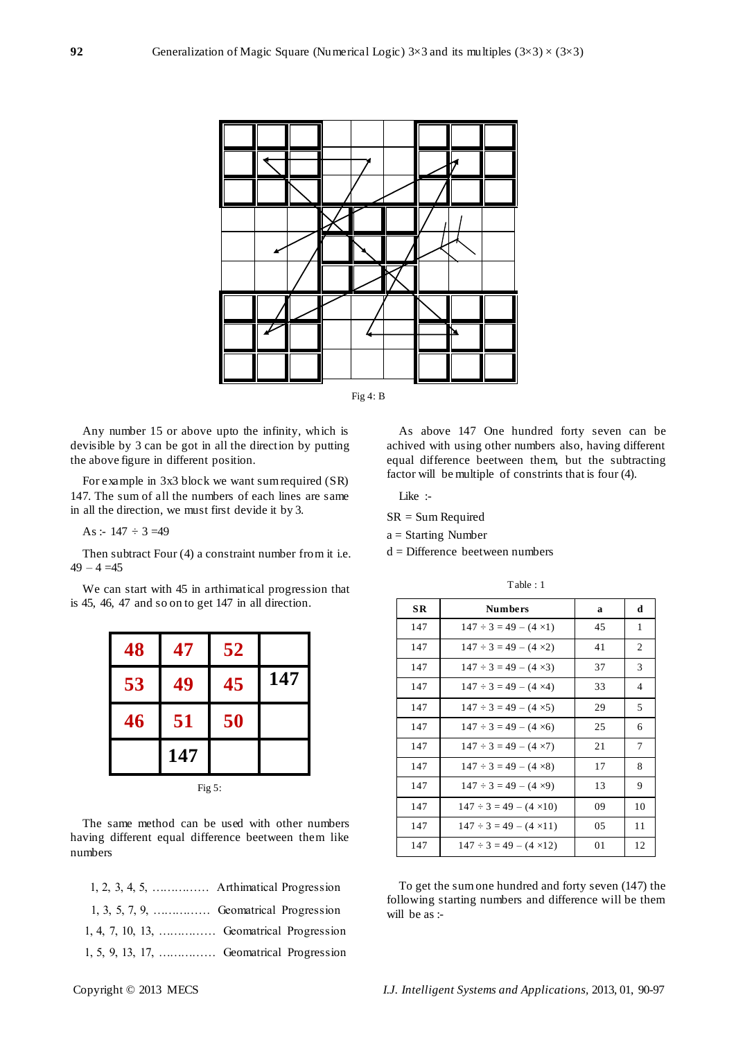Fig 4: B

Any number 15 or above upto the infinity, which is devisible by 3 can be got in all the direction by putting the above figure in different position.

For example in 3x3 block we want sum required (SR) 147. The sum of all the numbers of each lines are same in all the direction, we must first devide it by 3.

As :- 147 ÷ 3 =49

Then subtract Four (4) a constraint number from it i.e. 49 – 4 =45

We can start with 45 in arthimatical progression that is 45, 46, 47 and so on to get 147 in all direction.

| 48 | 47 | 52 | |
|---|---|---|---|
| 53 | 49 | 45 | 147 |
| 46 | 51 | 50 | |
| | 147 | | |

Fig 5:

The same method can be used with other numbers having different equal difference beetween them like numbers

1, 2, 3, 4, 5, …………… Arthimatical Progression

1, 3, 5, 7, 9, …………… Geomatrical Progression

1, 4, 7, 10, 13, …………… Geomatrical Progression

1, 5, 9, 13, 17, …………… Geomatrical Progression

As above 147 One hundred forty seven can be achived with using other numbers also, having different equal difference beetween them, but the subtracting factor will be multiple of constrints that is four (4).

Like :-

SR = Sum Required

a = Starting Number

d = Difference beetween numbers

Table : 1

| SR | Numbers | a | d |
|---|---|---|---|
| 147 | 147 ÷ 3 = 49 – (4 ×1) | 45 | 1 |
| 147 | 147 ÷ 3 = 49 – (4 ×2) | 41 | 2 |
| 147 | 147 ÷ 3 = 49 – (4 ×3) | 37 | 3 |
| 147 | 147 ÷ 3 = 49 – (4 ×4) | 33 | 4 |
| 147 | 147 ÷ 3 = 49 – (4 ×5) | 29 | 5 |
| 147 | 147 ÷ 3 = 49 – (4 ×6) | 25 | 6 |
| 147 | 147 ÷ 3 = 49 – (4 ×7) | 21 | 7 |
| 147 | 147 ÷ 3 = 49 – (4 ×8) | 17 | 8 |
| 147 | 147 ÷ 3 = 49 – (4 ×9) | 13 | 9 |
| 147 | 147 ÷ 3 = 49 – (4 ×10) | 09 | 10 |
| 147 | 147 ÷ 3 = 49 – (4 ×11) | 05 | 11 |
| 147 | 147 ÷ 3 = 49 – (4 ×12) | 01 | 12 |

To get the sum one hundred and forty seven (147) the following starting numbers and difference will be them will be as :-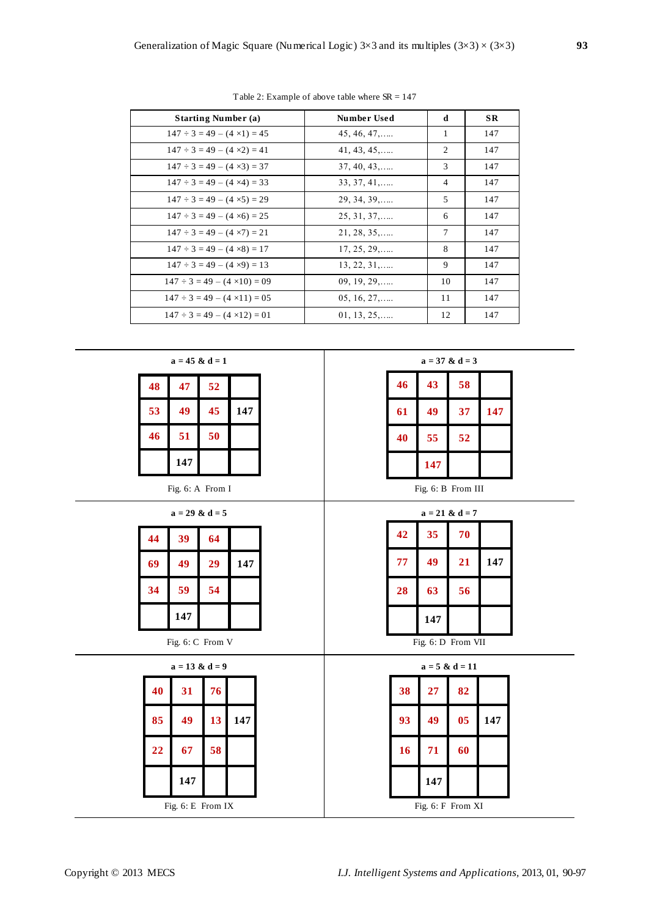Table 2: Example of above table where SR = 147

| Starting Number (a) | Number Used | d | SR |
|---|---|---|---|
| 147 ÷ 3 = 49 – (4 ×1) = 45 | 45, 46, 47,….. | 1 | 147 |
| 147 ÷ 3 = 49 – (4 ×2) = 41 | 41, 43, 45,….. | 2 | 147 |
| 147 ÷ 3 = 49 – (4 ×3) = 37 | 37, 40, 43,….. | 3 | 147 |
| 147 ÷ 3 = 49 – (4 ×4) = 33 | 33, 37, 41,….. | 4 | 147 |
| 147 ÷ 3 = 49 – (4 ×5) = 29 | 29, 34, 39,….. | 5 | 147 |
| 147 ÷ 3 = 49 – (4 ×6) = 25 | 25, 31, 37,….. | 6 | 147 |
| 147 ÷ 3 = 49 – (4 ×7) = 21 | 21, 28, 35,….. | 7 | 147 |
| 147 ÷ 3 = 49 – (4 ×8) = 17 | 17, 25, 29,….. | 8 | 147 |
| 147 ÷ 3 = 49 – (4 ×9) = 13 | 13, 22, 31,….. | 9 | 147 |
| 147 ÷ 3 = 49 – (4 ×10) = 09 | 09, 19, 29,….. | 10 | 147 |
| 147 ÷ 3 = 49 – (4 ×11) = 05 | 05, 16, 27,….. | 11 | 147 |
| 147 ÷ 3 = 49 – (4 ×12) = 01 | 01, 13, 25,….. | 12 | 147 |

**a = 45 & d = 1**

| 48 | 47 | 52 | |
|---|---|---|---|
| 53 | 49 | 45 | 147 |
| 46 | 51 | 50 | |
| | 147 | | |

Fig. 6: A From I

**a = 37 & d = 3**

| 46 | 43 | 58 | |
|---|---|---|---|
| 61 | 49 | 37 | 147 |
| 40 | 55 | 52 | |
| | 147 | | |

Fig. 6: B From III

**a = 29 & d = 5**

| 44 | 39 | 64 | |
|---|---|---|---|
| 69 | 49 | 29 | 147 |
| 34 | 59 | 54 | |
| | 147 | | |

Fig. 6: C From V

**a = 21 & d = 7**

| 42 | 35 | 70 | |
|---|---|---|---|
| 77 | 49 | 21 | 147 |
| 28 | 63 | 56 | |
| | 147 | | |

Fig. 6: D From VII

**a = 13 & d = 9**

| 40 | 31 | 76 | |
|---|---|---|---|
| 85 | 49 | 13 | 147 |
| 22 | 67 | 58 | |
| | 147 | | |

Fig. 6: E From IX

**a = 5 & d = 11**

| 38 | 27 | 82 | |
|---|---|---|---|
| 93 | 49 | 05 | 147 |
| 16 | 71 | 60 | |
| | 147 | | |

Fig. 6: F From XI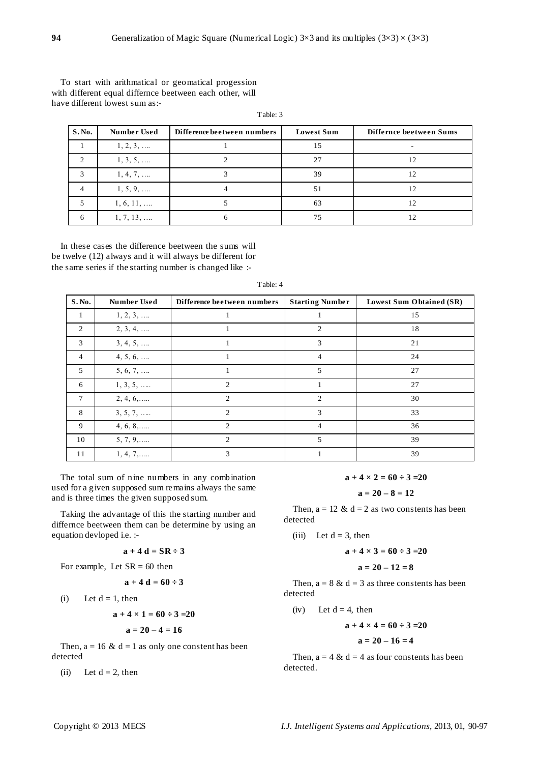To start with arithmatical or geomatical progession with different equal differnce beetween each other, will have different lowest sum as:-

Table: 3

| S. No. | Number Used | Difference beetween numbers | Lowest Sum | Differnce beetween Sums |
|---|---|---|---|---|
| 1 | 1, 2, 3, …. | 1 | 15 | - |
| 2 | 1, 3, 5, …. | 2 | 27 | 12 |
| 3 | 1, 4, 7, …. | 3 | 39 | 12 |
| 4 | 1, 5, 9, …. | 4 | 51 | 12 |
| 5 | 1, 6, 11, …. | 5 | 63 | 12 |
| 6 | 1, 7, 13, …. | 6 | 75 | 12 |

In these cases the difference beetween the sums will be twelve (12) always and it will always be different for the same series if the starting number is changed like :-

Table: 4

| S. No. | Number Used | Difference beetween numbers | Starting Number | Lowest Sum Obtained (SR) |
|---|---|---|---|---|
| 1 | 1, 2, 3, …. | 1 | 1 | 15 |
| 2 | 2, 3, 4, …. | 1 | 2 | 18 |
| 3 | 3, 4, 5, …. | 1 | 3 | 21 |
| 4 | 4, 5, 6, …. | 1 | 4 | 24 |
| 5 | 5, 6, 7, …. | 1 | 5 | 27 |
| 6 | 1, 3, 5, ….. | 2 | 1 | 27 |
| 7 | 2, 4, 6,….. | 2 | 2 | 30 |
| 8 | 3, 5, 7, ….. | 2 | 3 | 33 |
| 9 | 4, 6, 8,….. | 2 | 4 | 36 |
| 10 | 5, 7, 9,….. | 2 | 5 | 39 |
| 11 | 1, 4, 7,….. | 3 | 1 | 39 |

The total sum of nine numbers in any combination used for a given supposed sum remains always the same and is three times the given supposed sum.

Taking the advantage of this the starting number and differnce beetween them can be determine by using an equation devloped i.e. :-

$$\mathbf{a + 4\,d = SR \div 3}$$

For example, Let SR = 60 then

$$\mathbf{a + 4\,d = 60 \div 3}$$

(i) Let d = 1, then

$$\mathbf{a + 4 \times 1 = 60 \div 3 = 20}$$

$$\mathbf{a = 20 - 4 = 16}$$

Then, a = 16 & d = 1 as only one constent has been detected

(ii) Let d = 2, then

$$\mathbf{a + 4 \times 2 = 60 \div 3 = 20}$$

$$\mathbf{a = 20 - 8 = 12}$$

Then, a = 12 & d = 2 as two constents has been detected

(iii) Let d = 3, then

$$\mathbf{a + 4 \times 3 = 60 \div 3 = 20}$$

$$\mathbf{a = 20 - 12 = 8}$$

Then, a = 8 & d = 3 as three constents has been detected

(iv) Let d = 4, then

$$\mathbf{a + 4 \times 4 = 60 \div 3 = 20}$$

$$\mathbf{a = 20 - 16 = 4}$$

Then, a = 4 & d = 4 as four constents has been detected.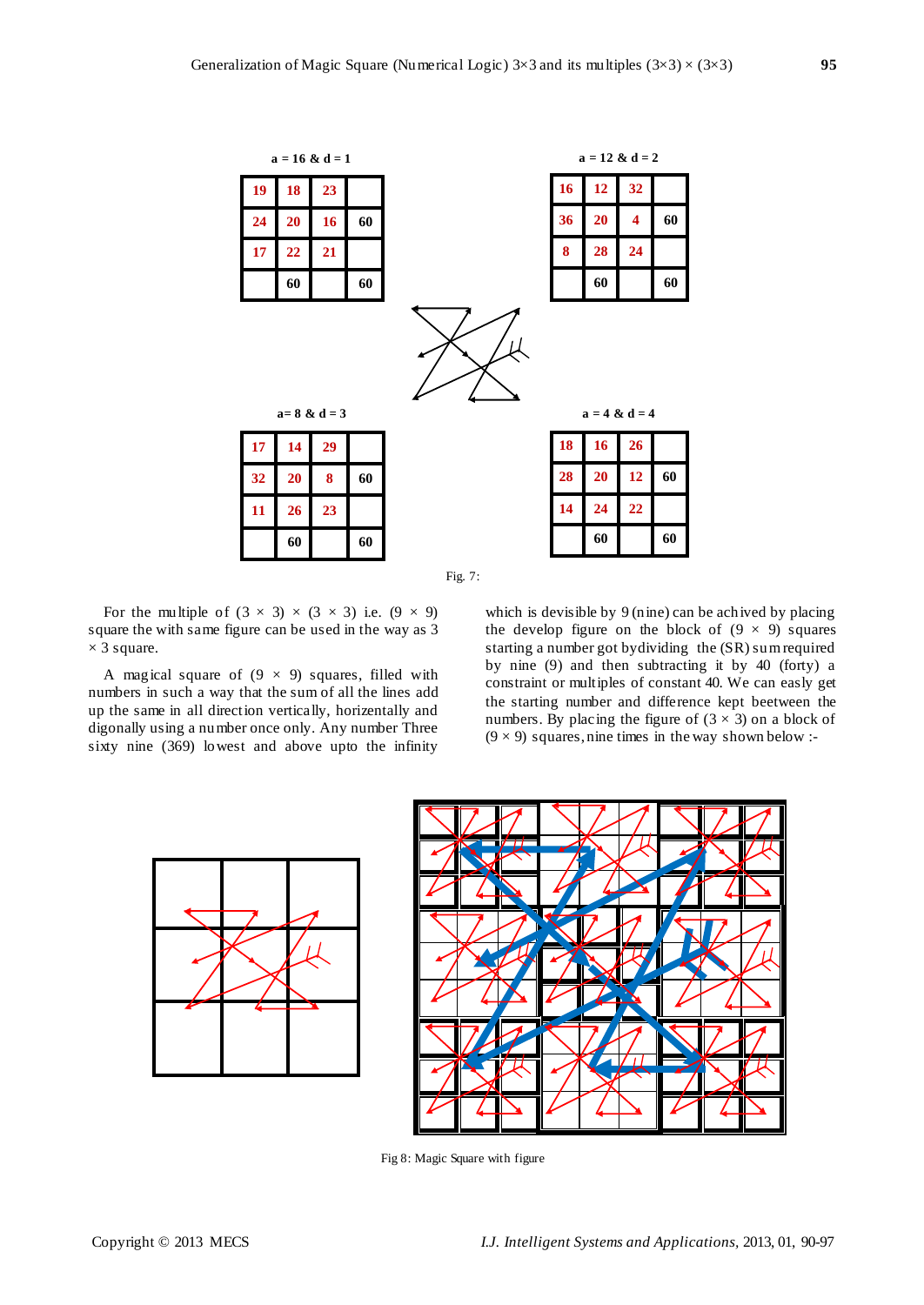a = 16 & d = 1

| 19 | 18 | 23 |  |
|---|---|---|---|
| 24 | 20 | 16 | 60 |
| 17 | 22 | 21 |  |
|  | 60 |  | 60 |

a = 12 & d = 2

| 16 | 12 | 32 |  |
|---|---|---|---|
| 36 | 20 | 4 | 60 |
| 8 | 28 | 24 |  |
|  | 60 |  | 60 |

a= 8 & d = 3

| 17 | 14 | 29 |  |
|---|---|---|---|
| 32 | 20 | 8 | 60 |
| 11 | 26 | 23 |  |
|  | 60 |  | 60 |

a = 4 & d = 4

| 18 | 16 | 26 |  |
|---|---|---|---|
| 28 | 20 | 12 | 60 |
| 14 | 24 | 22 |  |
|  | 60 |  | 60 |

Fig. 7:

For the multiple of $(3 \times 3) \times (3 \times 3)$ i.e. $(9 \times 9)$ square the with same figure can be used in the way as $3 \times 3$ square.

A magical square of $(9 \times 9)$ squares, filled with numbers in such a way that the sum of all the lines add up the same in all direction vertically, horizontally and digonally using a number once only. Any number Three sixty nine (369) lowest and above upto the infinity which is devisible by 9 (nine) can be achived by placing the develop figure on the block of $(9 \times 9)$ squares starting a number got bydividing the (SR) sum required by nine (9) and then subtracting it by 40 (forty) a constraint or multiples of constant 40. We can easy get the starting number and difference kept beetween the numbers. By placing the figure of $(3 \times 3)$ on a block of $(9 \times 9)$ squares, nine times in the way shown below :-

Fig 8: Magic Square with figure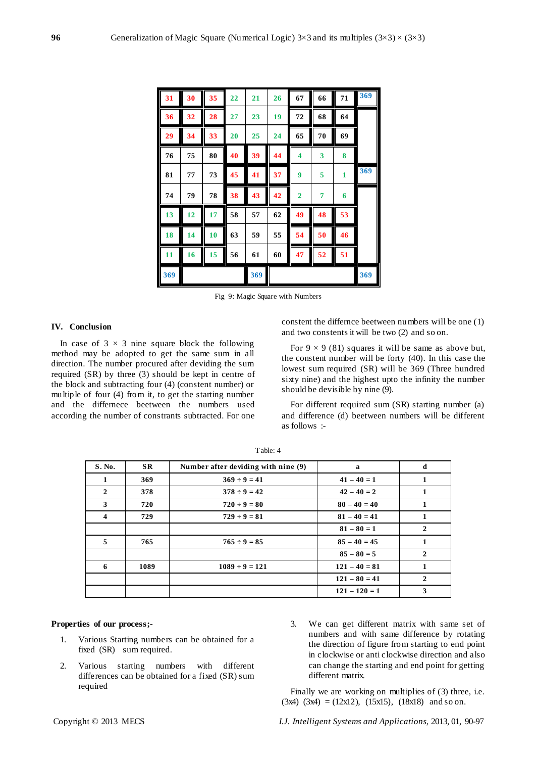| | | | | | | | | | |
|---|---|---|---|---|---|---|---|---|---|
| 31 | 30 | 35 | 22 | 21 | 26 | 67 | 66 | 71 | 369 |
| 36 | 32 | 28 | 27 | 23 | 19 | 72 | 68 | 64 | |
| 29 | 34 | 33 | 20 | 25 | 24 | 65 | 70 | 69 | |
| 76 | 75 | 80 | 40 | 39 | 44 | 4 | 3 | 8 | |
| 81 | 77 | 73 | 45 | 41 | 37 | 9 | 5 | 1 | 369 |
| 74 | 79 | 78 | 38 | 43 | 42 | 2 | 7 | 6 | |
| 13 | 12 | 17 | 58 | 57 | 62 | 49 | 48 | 53 | |
| 18 | 14 | 10 | 63 | 59 | 55 | 54 | 50 | 46 | |
| 11 | 16 | 15 | 56 | 61 | 60 | 47 | 52 | 51 | |
| 369 | | | | 369 | | | | | 369 |

Fig 9: Magic Square with Numbers

## IV. Conclusion

In case of 3 × 3 nine square block the following method may be adopted to get the same sum in all direction. The number procured after deviding the sum required (SR) by three (3) should be kept in centre of the block and subtracting four (4) (constent number) or multiple of four (4) from it, to get the starting number and the differnece beetween the numbers used according the number of constrants subtracted. For one constent the differnce beetween numbers will be one (1) and two constents it will be two (2) and so on.

For 9 × 9 (81) squares it will be same as above but, the constent number will be forty (40). In this case the lowest sum required (SR) will be 369 (Three hundred sixty nine) and the highest upto the infinity the number should be devisible by nine (9).

For different required sum (SR) starting number (a) and difference (d) beetween numbers will be different as follows :-

Table: 4

| S. No. | SR | Number after deviding with nine (9) | a | d |
|---|---|---|---|---|
| 1 | 369 | 369 ÷ 9 = 41 | 41 – 40 = 1 | 1 |
| 2 | 378 | 378 ÷ 9 = 42 | 42 – 40 = 2 | 1 |
| 3 | 720 | 720 ÷ 9 = 80 | 80 – 40 = 40 | 1 |
| 4 | 729 | 729 ÷ 9 = 81 | 81 – 40 = 41 | 1 |
| | | | 81 – 80 = 1 | 2 |
| 5 | 765 | 765 ÷ 9 = 85 | 85 – 40 = 45 | 1 |
| | | | 85 – 80 = 5 | 2 |
| 6 | 1089 | 1089 ÷ 9 = 121 | 121 – 40 = 81 | 1 |
| | | | 121 – 80 = 41 | 2 |
| | | | 121 – 120 = 1 | 3 |

**Properties of our process;-**

1. Various Starting numbers can be obtained for a fixed (SR) sum required.
2. Various starting numbers with different differences can be obtained for a fixed (SR) sum required
3. We can get different matrix with same set of numbers and with same difference by rotating the direction of figure from starting to end point in clockwise or anti clockwise direction and also can change the starting and end point for getting different matrix.

Finally we are working on multiplies of (3) three, i.e. (3x4) (3x4) = (12x12), (15x15), (18x18) and so on.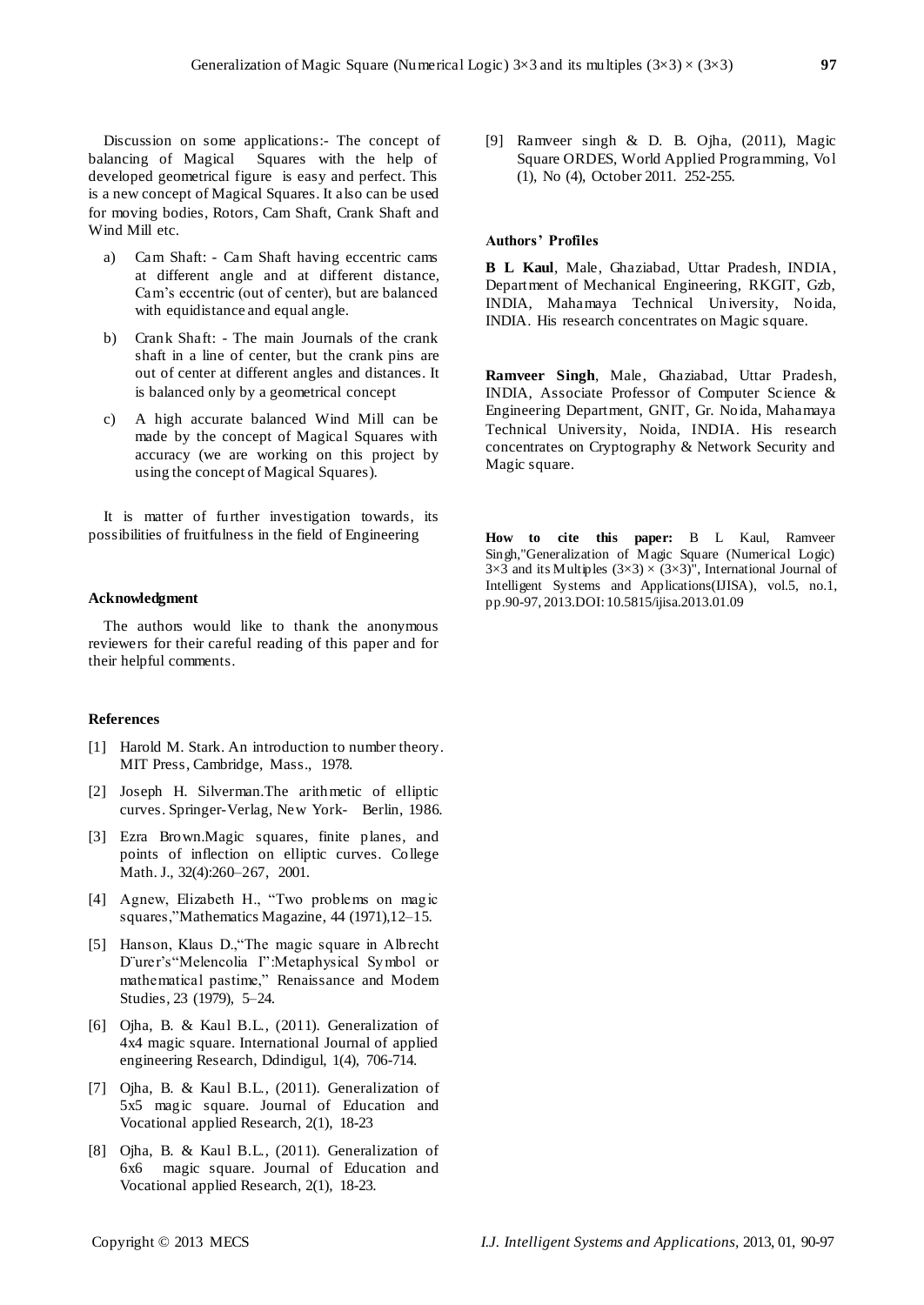Discussion on some applications:- The concept of balancing of Magical Squares with the help of developed geometrical figure is easy and perfect. This is a new concept of Magical Squares. It also can be used for moving bodies, Rotors, Cam Shaft, Crank Shaft and Wind Mill etc.

a) Cam Shaft: - Cam Shaft having eccentric cams at different angle and at different distance, Cam's eccentric (out of center), but are balanced with equidistance and equal angle.

b) Crank Shaft: - The main Journals of the crank shaft in a line of center, but the crank pins are out of center at different angles and distances. It is balanced only by a geometrical concept

c) A high accurate balanced Wind Mill can be made by the concept of Magical Squares with accuracy (we are working on this project by using the concept of Magical Squares).

It is matter of further investigation towards, its possibilities of fruitfulness in the field of Engineering

## Acknowledgment

The authors would like to thank the anonymous reviewers for their careful reading of this paper and for their helpful comments.

## References

[1] Harold M. Stark. An introduction to number theory. MIT Press, Cambridge, Mass., 1978.

[2] Joseph H. Silverman.The arithmetic of elliptic curves. Springer-Verlag, New York- Berlin, 1986.

[3] Ezra Brown.Magic squares, finite planes, and points of inflection on elliptic curves. College Math. J., 32(4):260–267, 2001.

[4] Agnew, Elizabeth H., "Two problems on magic squares,"Mathematics Magazine, 44 (1971),12–15.

[5] Hanson, Klaus D.,"The magic square in Albrecht D¨urer's"Melencolia I":Metaphysical Symbol or mathematical pastime," Renaissance and Modern Studies, 23 (1979), 5–24.

[6] Ojha, B. & Kaul B.L., (2011). Generalization of 4x4 magic square. International Journal of applied engineering Research, Ddindigul, 1(4), 706-714.

[7] Ojha, B. & Kaul B.L., (2011). Generalization of 5x5 magic square. Journal of Education and Vocational applied Research, 2(1), 18-23

[8] Ojha, B. & Kaul B.L., (2011). Generalization of 6x6 magic square. Journal of Education and Vocational applied Research, 2(1), 18-23.

[9] Ramveer singh & D. B. Ojha, (2011), Magic Square ORDES, World Applied Programming, Vol (1), No (4), October 2011. 252-255.

## Authors' Profiles

**B L Kaul**, Male, Ghaziabad, Uttar Pradesh, INDIA, Department of Mechanical Engineering, RKGIT, Gzb, INDIA, Mahamaya Technical University, Noida, INDIA. His research concentrates on Magic square.

**Ramveer Singh**, Male, Ghaziabad, Uttar Pradesh, INDIA, Associate Professor of Computer Science & Engineering Department, GNIT, Gr. Noida, Mahamaya Technical University, Noida, INDIA. His research concentrates on Cryptography & Network Security and Magic square.

**How to cite this paper:** B L Kaul, Ramveer Singh,"Generalization of Magic Square (Numerical Logic) $3\times3$ and its Multiples $(3\times3) \times (3\times3)$", International Journal of Intelligent Systems and Applications(IJISA), vol.5, no.1, pp.90-97, 2013.DOI: 10.5815/ijisa.2013.01.09